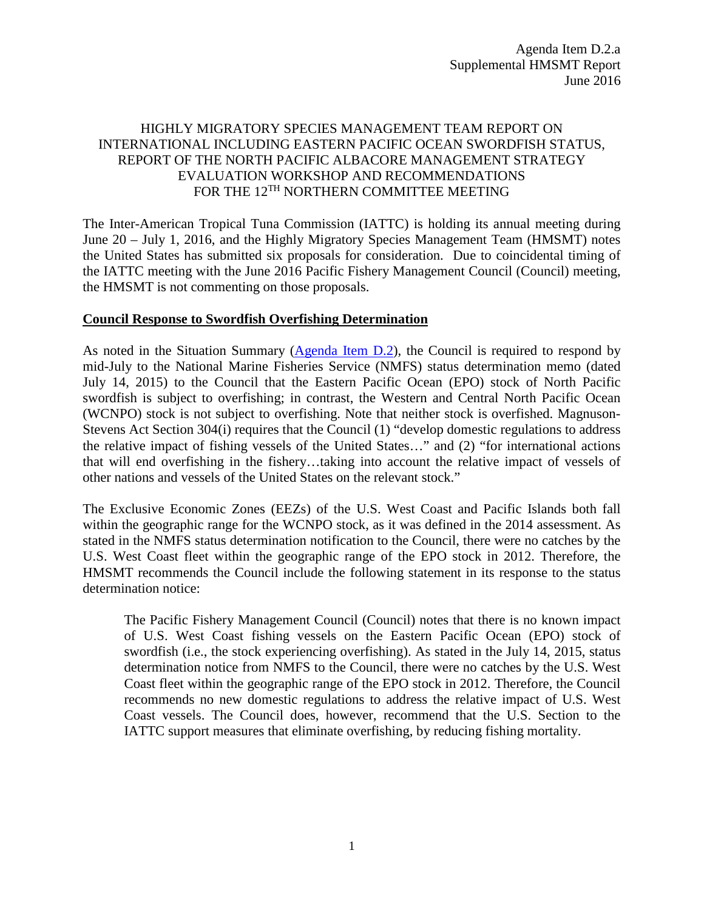Agenda Item D.2.a
Supplemental HMSMT Report
June 2016

# HIGHLY MIGRATORY SPECIES MANAGEMENT TEAM REPORT ON INTERNATIONAL INCLUDING EASTERN PACIFIC OCEAN SWORDFISH STATUS, REPORT OF THE NORTH PACIFIC ALBACORE MANAGEMENT STRATEGY EVALUATION WORKSHOP AND RECOMMENDATIONS FOR THE 12TH NORTHERN COMMITTEE MEETING

The Inter-American Tropical Tuna Commission (IATTC) is holding its annual meeting during June 20 – July 1, 2016, and the Highly Migratory Species Management Team (HMSMT) notes the United States has submitted six proposals for consideration. Due to coincidental timing of the IATTC meeting with the June 2016 Pacific Fishery Management Council (Council) meeting, the HMSMT is not commenting on those proposals.

## Council Response to Swordfish Overfishing Determination

As noted in the Situation Summary (Agenda Item D.2), the Council is required to respond by mid-July to the National Marine Fisheries Service (NMFS) status determination memo (dated July 14, 2015) to the Council that the Eastern Pacific Ocean (EPO) stock of North Pacific swordfish is subject to overfishing; in contrast, the Western and Central North Pacific Ocean (WCNPO) stock is not subject to overfishing. Note that neither stock is overfished. Magnuson-Stevens Act Section 304(i) requires that the Council (1) "develop domestic regulations to address the relative impact of fishing vessels of the United States…" and (2) "for international actions that will end overfishing in the fishery…taking into account the relative impact of vessels of other nations and vessels of the United States on the relevant stock."

The Exclusive Economic Zones (EEZs) of the U.S. West Coast and Pacific Islands both fall within the geographic range for the WCNPO stock, as it was defined in the 2014 assessment. As stated in the NMFS status determination notification to the Council, there were no catches by the U.S. West Coast fleet within the geographic range of the EPO stock in 2012. Therefore, the HMSMT recommends the Council include the following statement in its response to the status determination notice:

> The Pacific Fishery Management Council (Council) notes that there is no known impact of U.S. West Coast fishing vessels on the Eastern Pacific Ocean (EPO) stock of swordfish (i.e., the stock experiencing overfishing). As stated in the July 14, 2015, status determination notice from NMFS to the Council, there were no catches by the U.S. West Coast fleet within the geographic range of the EPO stock in 2012. Therefore, the Council recommends no new domestic regulations to address the relative impact of U.S. West Coast vessels. The Council does, however, recommend that the U.S. Section to the IATTC support measures that eliminate overfishing, by reducing fishing mortality.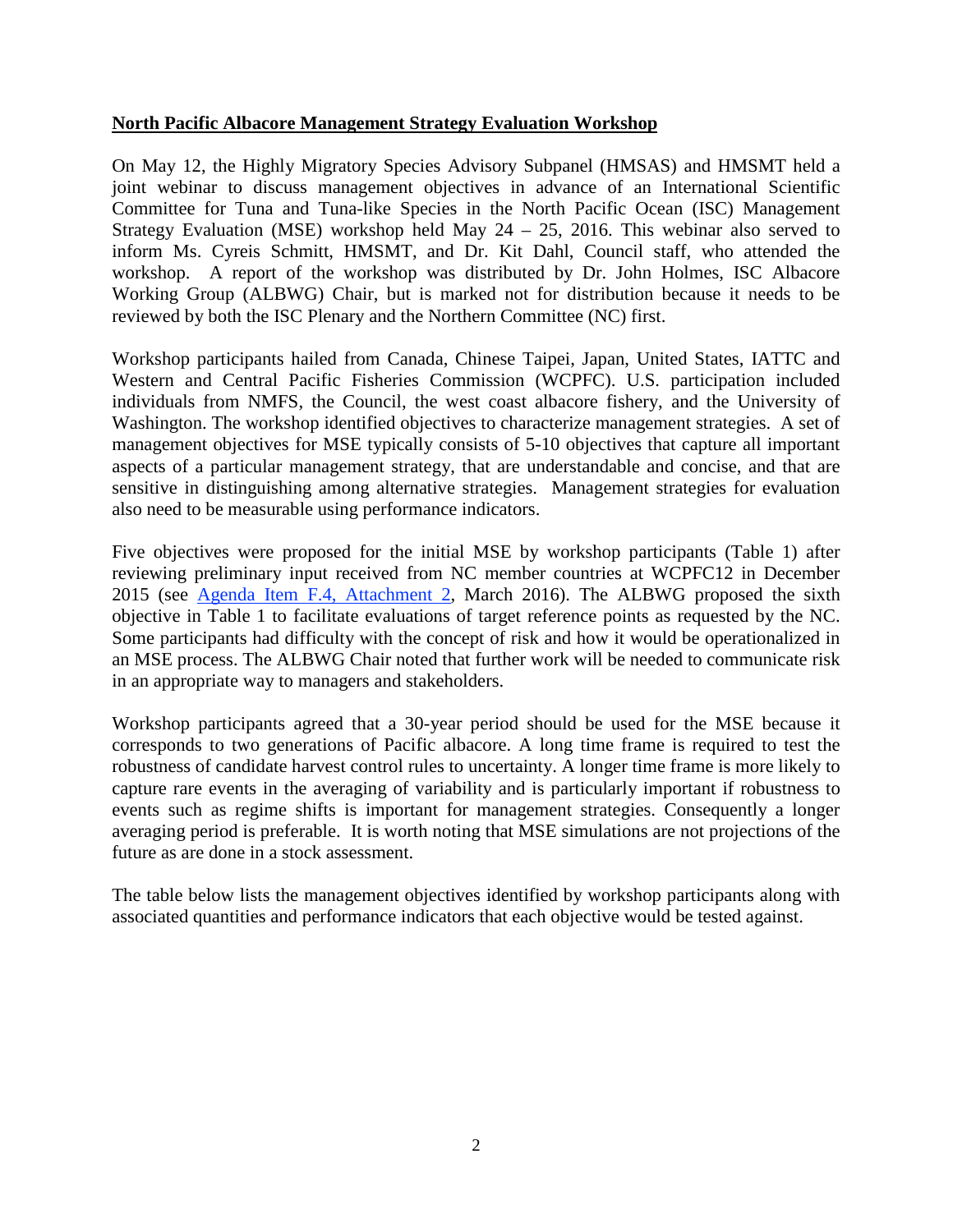**North Pacific Albacore Management Strategy Evaluation Workshop**

On May 12, the Highly Migratory Species Advisory Subpanel (HMSAS) and HMSMT held a joint webinar to discuss management objectives in advance of an International Scientific Committee for Tuna and Tuna-like Species in the North Pacific Ocean (ISC) Management Strategy Evaluation (MSE) workshop held May 24 – 25, 2016. This webinar also served to inform Ms. Cyreis Schmitt, HMSMT, and Dr. Kit Dahl, Council staff, who attended the workshop. A report of the workshop was distributed by Dr. John Holmes, ISC Albacore Working Group (ALBWG) Chair, but is marked not for distribution because it needs to be reviewed by both the ISC Plenary and the Northern Committee (NC) first.

Workshop participants hailed from Canada, Chinese Taipei, Japan, United States, IATTC and Western and Central Pacific Fisheries Commission (WCPFC). U.S. participation included individuals from NMFS, the Council, the west coast albacore fishery, and the University of Washington. The workshop identified objectives to characterize management strategies. A set of management objectives for MSE typically consists of 5-10 objectives that capture all important aspects of a particular management strategy, that are understandable and concise, and that are sensitive in distinguishing among alternative strategies. Management strategies for evaluation also need to be measurable using performance indicators.

Five objectives were proposed for the initial MSE by workshop participants (Table 1) after reviewing preliminary input received from NC member countries at WCPFC12 in December 2015 (see Agenda Item F.4, Attachment 2, March 2016). The ALBWG proposed the sixth objective in Table 1 to facilitate evaluations of target reference points as requested by the NC. Some participants had difficulty with the concept of risk and how it would be operationalized in an MSE process. The ALBWG Chair noted that further work will be needed to communicate risk in an appropriate way to managers and stakeholders.

Workshop participants agreed that a 30-year period should be used for the MSE because it corresponds to two generations of Pacific albacore. A long time frame is required to test the robustness of candidate harvest control rules to uncertainty. A longer time frame is more likely to capture rare events in the averaging of variability and is particularly important if robustness to events such as regime shifts is important for management strategies. Consequently a longer averaging period is preferable. It is worth noting that MSE simulations are not projections of the future as are done in a stock assessment.

The table below lists the management objectives identified by workshop participants along with associated quantities and performance indicators that each objective would be tested against.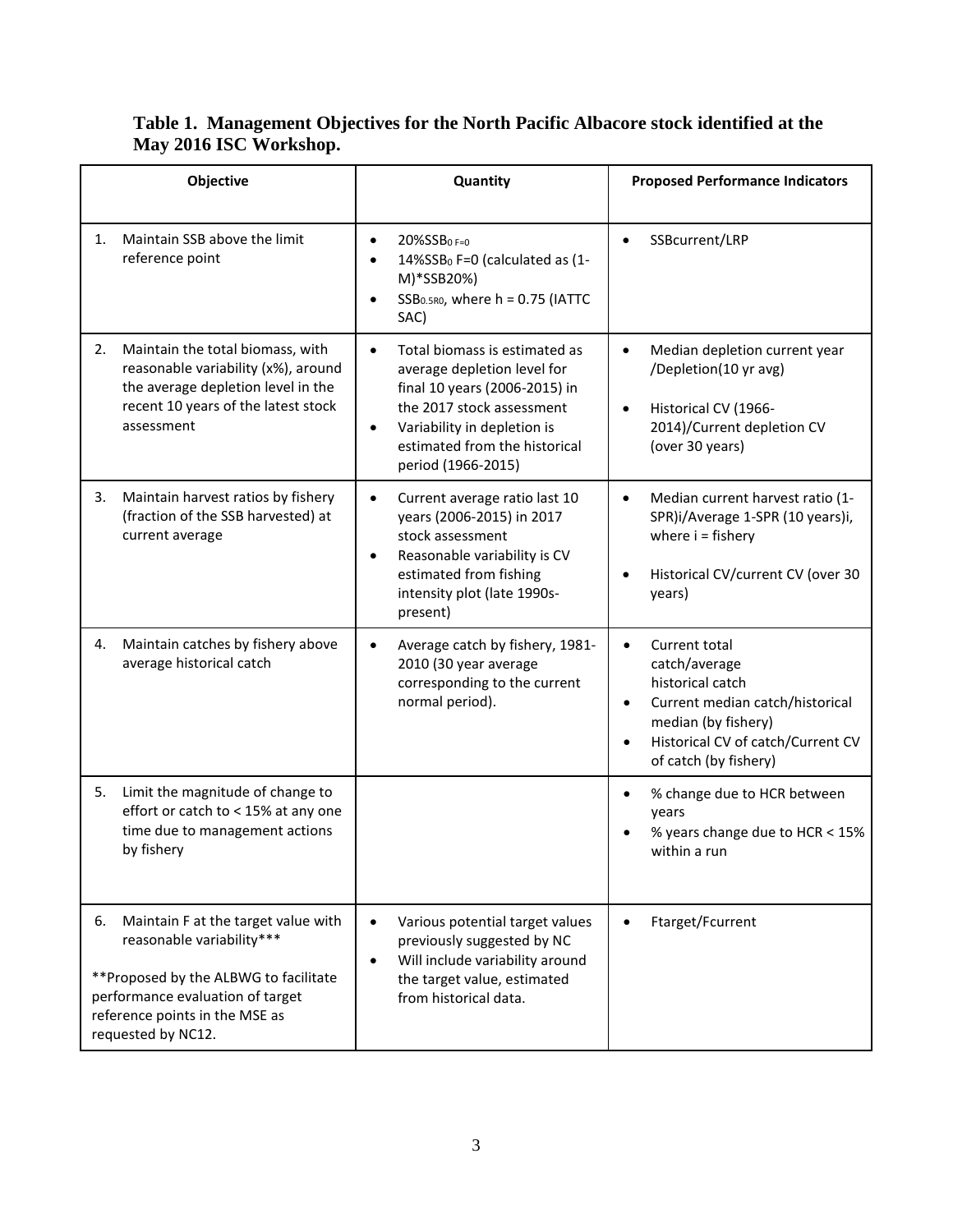**Table 1. Management Objectives for the North Pacific Albacore stock identified at the May 2016 ISC Workshop.**

| Objective | Quantity | Proposed Performance Indicators |
|---|---|---|
| 1. Maintain SSB above the limit reference point | • 20%$SSB_{0\ F=0}$<br>• 14%$SSB_0$ F=0 (calculated as (1-M)*SSB20%)<br>• $SSB_{0.5R0}$, where h = 0.75 (IATTC SAC) | • SSBcurrent/LRP |
| 2. Maintain the total biomass, with reasonable variability (x%), around the average depletion level in the recent 10 years of the latest stock assessment | • Total biomass is estimated as average depletion level for final 10 years (2006-2015) in the 2017 stock assessment<br>• Variability in depletion is estimated from the historical period (1966-2015) | • Median depletion current year /Depletion(10 yr avg)<br>• Historical CV (1966-2014)/Current depletion CV (over 30 years) |
| 3. Maintain harvest ratios by fishery (fraction of the SSB harvested) at current average | • Current average ratio last 10 years (2006-2015) in 2017 stock assessment<br>• Reasonable variability is CV estimated from fishing intensity plot (late 1990s-present) | • Median current harvest ratio (1-SPR)i/Average 1-SPR (10 years)i, where i = fishery<br>• Historical CV/current CV (over 30 years) |
| 4. Maintain catches by fishery above average historical catch | • Average catch by fishery, 1981-2010 (30 year average corresponding to the current normal period). | • Current total catch/average historical catch<br>• Current median catch/historical median (by fishery)<br>• Historical CV of catch/Current CV of catch (by fishery) |
| 5. Limit the magnitude of change to effort or catch to < 15% at any one time due to management actions by fishery | | • % change due to HCR between years<br>• % years change due to HCR < 15% within a run |
| 6. Maintain F at the target value with reasonable variability***<br><br>**Proposed by the ALBWG to facilitate performance evaluation of target reference points in the MSE as requested by NC12. | • Various potential target values previously suggested by NC<br>• Will include variability around the target value, estimated from historical data. | • Ftarget/Fcurrent |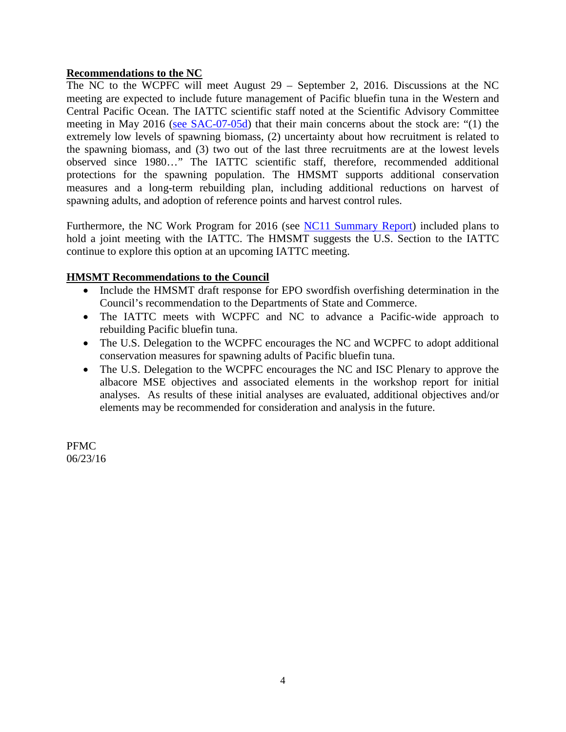**Recommendations to the NC**

The NC to the WCPFC will meet August 29 – September 2, 2016. Discussions at the NC meeting are expected to include future management of Pacific bluefin tuna in the Western and Central Pacific Ocean. The IATTC scientific staff noted at the Scientific Advisory Committee meeting in May 2016 (see SAC-07-05d) that their main concerns about the stock are: "(1) the extremely low levels of spawning biomass, (2) uncertainty about how recruitment is related to the spawning biomass, and (3) two out of the last three recruitments are at the lowest levels observed since 1980…" The IATTC scientific staff, therefore, recommended additional protections for the spawning population. The HMSMT supports additional conservation measures and a long-term rebuilding plan, including additional reductions on harvest of spawning adults, and adoption of reference points and harvest control rules.

Furthermore, the NC Work Program for 2016 (see NC11 Summary Report) included plans to hold a joint meeting with the IATTC. The HMSMT suggests the U.S. Section to the IATTC continue to explore this option at an upcoming IATTC meeting.

**HMSMT Recommendations to the Council**

- Include the HMSMT draft response for EPO swordfish overfishing determination in the Council's recommendation to the Departments of State and Commerce.
- The IATTC meets with WCPFC and NC to advance a Pacific-wide approach to rebuilding Pacific bluefin tuna.
- The U.S. Delegation to the WCPFC encourages the NC and WCPFC to adopt additional conservation measures for spawning adults of Pacific bluefin tuna.
- The U.S. Delegation to the WCPFC encourages the NC and ISC Plenary to approve the albacore MSE objectives and associated elements in the workshop report for initial analyses. As results of these initial analyses are evaluated, additional objectives and/or elements may be recommended for consideration and analysis in the future.

PFMC
06/23/16